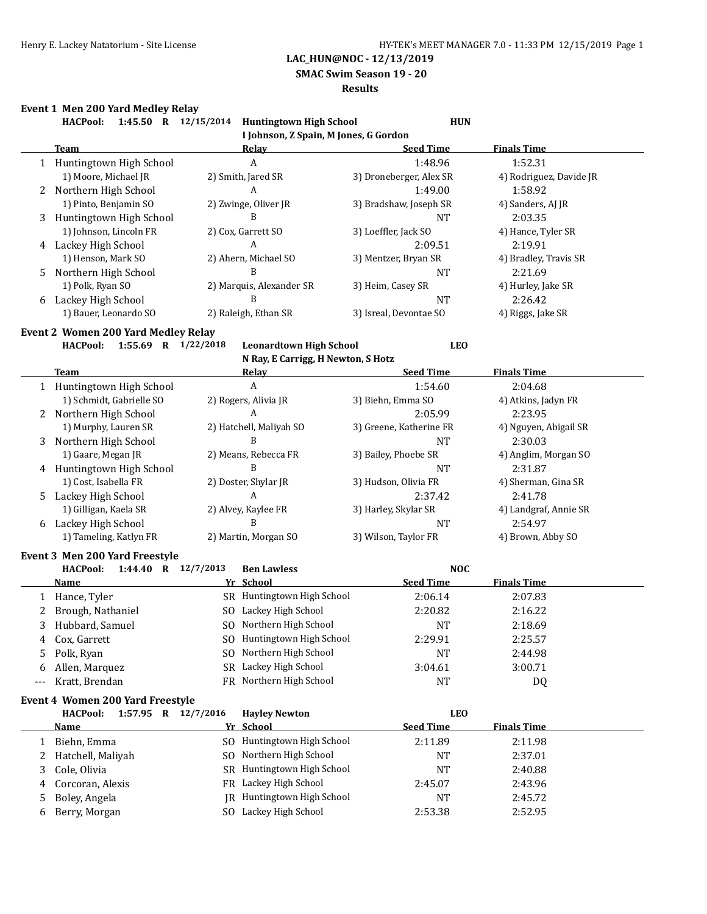## LAC_HUN@NOC - 12/13/2019

### SMAC Swim Season 19 - 20

### Results

**Event 1 Men 200 Yard Medley Relay**

**HACPool: 1:45.50 R 12/15/2014 Huntingtown High School HUN**
**I Johnson, Z Spain, M Jones, G Gordon**

| | Team | Relay | Seed Time | Finals Time |
|---|---|---|---|---|
| 1 | Huntingtown High School | A | 1:48.96 | 1:52.31 |
| | 1) Moore, Michael JR | 2) Smith, Jared SR | 3) Droneberger, Alex SR | 4) Rodriguez, Davide JR |
| 2 | Northern High School | A | 1:49.00 | 1:58.92 |
| | 1) Pinto, Benjamin SO | 2) Zwinge, Oliver JR | 3) Bradshaw, Joseph SR | 4) Sanders, AJ JR |
| 3 | Huntingtown High School | B | NT | 2:03.35 |
| | 1) Johnson, Lincoln FR | 2) Cox, Garrett SO | 3) Loeffler, Jack SO | 4) Hance, Tyler SR |
| 4 | Lackey High School | A | 2:09.51 | 2:19.91 |
| | 1) Henson, Mark SO | 2) Ahern, Michael SO | 3) Mentzer, Bryan SR | 4) Bradley, Travis SR |
| 5 | Northern High School | B | NT | 2:21.69 |
| | 1) Polk, Ryan SO | 2) Marquis, Alexander SR | 3) Heim, Casey SR | 4) Hurley, Jake SR |
| 6 | Lackey High School | B | NT | 2:26.42 |
| | 1) Bauer, Leonardo SO | 2) Raleigh, Ethan SR | 3) Isreal, Devontae SO | 4) Riggs, Jake SR |

**Event 2 Women 200 Yard Medley Relay**

**HACPool: 1:55.69 R 1/22/2018 Leonardtown High School LEO**
**N Ray, E Carrigg, H Newton, S Hotz**

| | Team | Relay | Seed Time | Finals Time |
|---|---|---|---|---|
| 1 | Huntingtown High School | A | 1:54.60 | 2:04.68 |
| | 1) Schmidt, Gabrielle SO | 2) Rogers, Alivia JR | 3) Biehn, Emma SO | 4) Atkins, Jadyn FR |
| 2 | Northern High School | A | 2:05.99 | 2:23.95 |
| | 1) Murphy, Lauren SR | 2) Hatchell, Maliyah SO | 3) Greene, Katherine FR | 4) Nguyen, Abigail SR |
| 3 | Northern High School | B | NT | 2:30.03 |
| | 1) Gaare, Megan JR | 2) Means, Rebecca FR | 3) Bailey, Phoebe SR | 4) Anglim, Morgan SO |
| 4 | Huntingtown High School | B | NT | 2:31.87 |
| | 1) Cost, Isabella FR | 2) Doster, Shylar JR | 3) Hudson, Olivia FR | 4) Sherman, Gina SR |
| 5 | Lackey High School | A | 2:37.42 | 2:41.78 |
| | 1) Gilligan, Kaela SR | 2) Alvey, Kaylee FR | 3) Harley, Skylar SR | 4) Landgraf, Annie SR |
| 6 | Lackey High School | B | NT | 2:54.97 |
| | 1) Tameling, Katlyn FR | 2) Martin, Morgan SO | 3) Wilson, Taylor FR | 4) Brown, Abby SO |

**Event 3 Men 200 Yard Freestyle**

**HACPool: 1:44.40 R 12/7/2013 Ben Lawless NOC**

| | Name | Yr | School | Seed Time | Finals Time |
|---|---|---|---|---|---|
| 1 | Hance, Tyler | SR | Huntingtown High School | 2:06.14 | 2:07.83 |
| 2 | Brough, Nathaniel | SO | Lackey High School | 2:20.82 | 2:16.22 |
| 3 | Hubbard, Samuel | SO | Northern High School | NT | 2:18.69 |
| 4 | Cox, Garrett | SO | Huntingtown High School | 2:29.91 | 2:25.57 |
| 5 | Polk, Ryan | SO | Northern High School | NT | 2:44.98 |
| 6 | Allen, Marquez | SR | Lackey High School | 3:04.61 | 3:00.71 |
| --- | Kratt, Brendan | FR | Northern High School | NT | DQ |

**Event 4 Women 200 Yard Freestyle**

**HACPool: 1:57.95 R 12/7/2016 Hayley Newton LEO**

| | Name | Yr | School | Seed Time | Finals Time |
|---|---|---|---|---|---|
| 1 | Biehn, Emma | SO | Huntingtown High School | 2:11.89 | 2:11.98 |
| 2 | Hatchell, Maliyah | SO | Northern High School | NT | 2:37.01 |
| 3 | Cole, Olivia | SR | Huntingtown High School | NT | 2:40.88 |
| 4 | Corcoran, Alexis | FR | Lackey High School | 2:45.07 | 2:43.96 |
| 5 | Boley, Angela | JR | Huntingtown High School | NT | 2:45.72 |
| 6 | Berry, Morgan | SO | Lackey High School | 2:53.38 | 2:52.95 |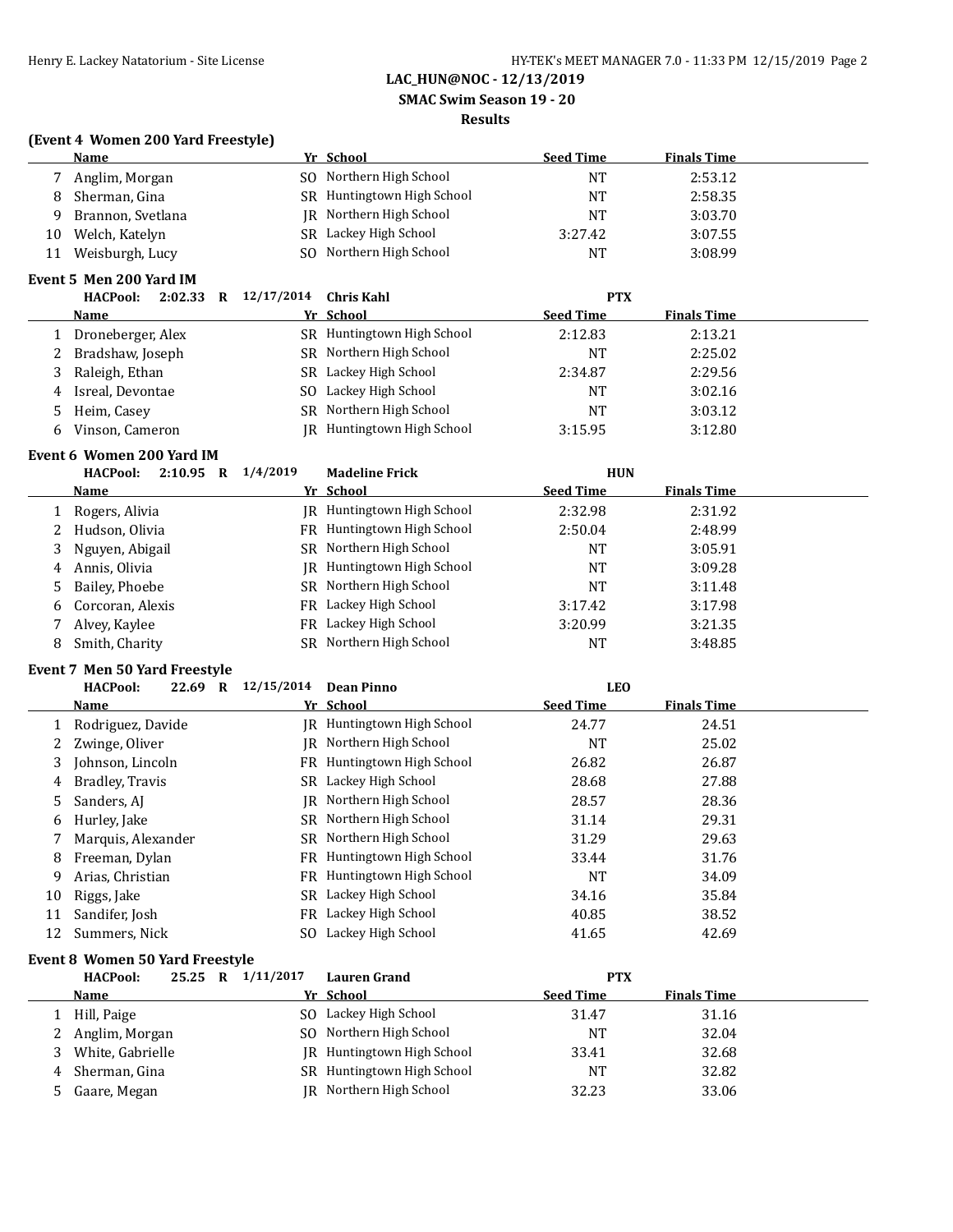**LAC_HUN@NOC - 12/13/2019**

**SMAC Swim Season 19 - 20**

**Results**

### (Event 4 Women 200 Yard Freestyle)

| | Name | Yr | School | Seed Time | Finals Time |
|---|---|---|---|---|---|
| 7 | Anglim, Morgan | SO | Northern High School | NT | 2:53.12 |
| 8 | Sherman, Gina | SR | Huntingtown High School | NT | 2:58.35 |
| 9 | Brannon, Svetlana | JR | Northern High School | NT | 3:03.70 |
| 10 | Welch, Katelyn | SR | Lackey High School | 3:27.42 | 3:07.55 |
| 11 | Weisburgh, Lucy | SO | Northern High School | NT | 3:08.99 |

### Event 5 Men 200 Yard IM

**HACPool: 2:02.33 R 12/17/2014 Chris Kahl PTX**

| | Name | Yr | School | Seed Time | Finals Time |
|---|---|---|---|---|---|
| 1 | Droneberger, Alex | SR | Huntingtown High School | 2:12.83 | 2:13.21 |
| 2 | Bradshaw, Joseph | SR | Northern High School | NT | 2:25.02 |
| 3 | Raleigh, Ethan | SR | Lackey High School | 2:34.87 | 2:29.56 |
| 4 | Isreal, Devontae | SO | Lackey High School | NT | 3:02.16 |
| 5 | Heim, Casey | SR | Northern High School | NT | 3:03.12 |
| 6 | Vinson, Cameron | JR | Huntingtown High School | 3:15.95 | 3:12.80 |

### Event 6 Women 200 Yard IM

**HACPool: 2:10.95 R 1/4/2019 Madeline Frick HUN**

| | Name | Yr | School | Seed Time | Finals Time |
|---|---|---|---|---|---|
| 1 | Rogers, Alivia | JR | Huntingtown High School | 2:32.98 | 2:31.92 |
| 2 | Hudson, Olivia | FR | Huntingtown High School | 2:50.04 | 2:48.99 |
| 3 | Nguyen, Abigail | SR | Northern High School | NT | 3:05.91 |
| 4 | Annis, Olivia | JR | Huntingtown High School | NT | 3:09.28 |
| 5 | Bailey, Phoebe | SR | Northern High School | NT | 3:11.48 |
| 6 | Corcoran, Alexis | FR | Lackey High School | 3:17.42 | 3:17.98 |
| 7 | Alvey, Kaylee | FR | Lackey High School | 3:20.99 | 3:21.35 |
| 8 | Smith, Charity | SR | Northern High School | NT | 3:48.85 |

### Event 7 Men 50 Yard Freestyle

**HACPool: 22.69 R 12/15/2014 Dean Pinno LEO**

| | Name | Yr | School | Seed Time | Finals Time |
|---|---|---|---|---|---|
| 1 | Rodriguez, Davide | JR | Huntingtown High School | 24.77 | 24.51 |
| 2 | Zwinge, Oliver | JR | Northern High School | NT | 25.02 |
| 3 | Johnson, Lincoln | FR | Huntingtown High School | 26.82 | 26.87 |
| 4 | Bradley, Travis | SR | Lackey High School | 28.68 | 27.88 |
| 5 | Sanders, AJ | JR | Northern High School | 28.57 | 28.36 |
| 6 | Hurley, Jake | SR | Northern High School | 31.14 | 29.31 |
| 7 | Marquis, Alexander | SR | Northern High School | 31.29 | 29.63 |
| 8 | Freeman, Dylan | FR | Huntingtown High School | 33.44 | 31.76 |
| 9 | Arias, Christian | FR | Huntingtown High School | NT | 34.09 |
| 10 | Riggs, Jake | SR | Lackey High School | 34.16 | 35.84 |
| 11 | Sandifer, Josh | FR | Lackey High School | 40.85 | 38.52 |
| 12 | Summers, Nick | SO | Lackey High School | 41.65 | 42.69 |

### Event 8 Women 50 Yard Freestyle

**HACPool: 25.25 R 1/11/2017 Lauren Grand PTX**

| | Name | Yr | School | Seed Time | Finals Time |
|---|---|---|---|---|---|
| 1 | Hill, Paige | SO | Lackey High School | 31.47 | 31.16 |
| 2 | Anglim, Morgan | SO | Northern High School | NT | 32.04 |
| 3 | White, Gabrielle | JR | Huntingtown High School | 33.41 | 32.68 |
| 4 | Sherman, Gina | SR | Huntingtown High School | NT | 32.82 |
| 5 | Gaare, Megan | JR | Northern High School | 32.23 | 33.06 |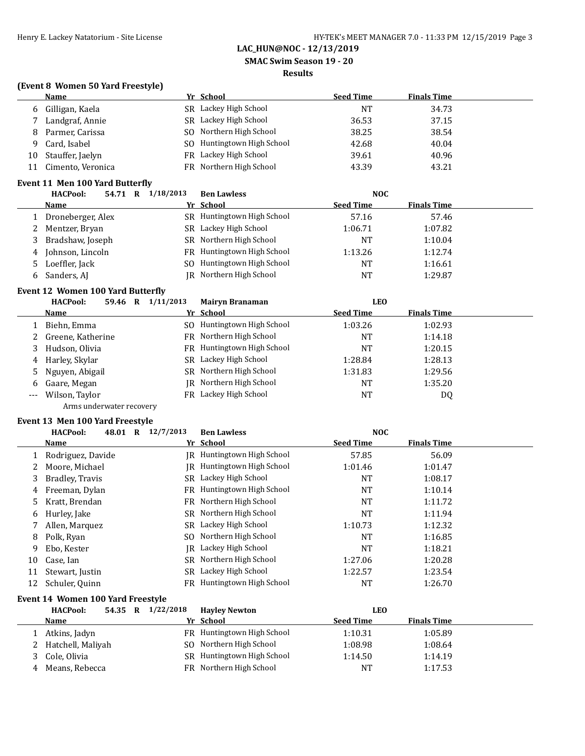**LAC_HUN@NOC - 12/13/2019**

**SMAC Swim Season 19 - 20**

**Results**

### (Event 8 Women 50 Yard Freestyle)

| | Name | Yr | School | Seed Time | Finals Time |
|---|---|---|---|---|---|
| 6 | Gilligan, Kaela | SR | Lackey High School | NT | 34.73 |
| 7 | Landgraf, Annie | SR | Lackey High School | 36.53 | 37.15 |
| 8 | Parmer, Carissa | SO | Northern High School | 38.25 | 38.54 |
| 9 | Card, Isabel | SO | Huntingtown High School | 42.68 | 40.04 |
| 10 | Stauffer, Jaelyn | FR | Lackey High School | 39.61 | 40.96 |
| 11 | Cimento, Veronica | FR | Northern High School | 43.39 | 43.21 |

### Event 11 Men 100 Yard Butterfly

HACPool: 54.71 R 1/18/2013 Ben Lawless NOC

| | Name | Yr | School | Seed Time | Finals Time |
|---|---|---|---|---|---|
| 1 | Droneberger, Alex | SR | Huntingtown High School | 57.16 | 57.46 |
| 2 | Mentzer, Bryan | SR | Lackey High School | 1:06.71 | 1:07.82 |
| 3 | Bradshaw, Joseph | SR | Northern High School | NT | 1:10.04 |
| 4 | Johnson, Lincoln | FR | Huntingtown High School | 1:13.26 | 1:12.74 |
| 5 | Loeffler, Jack | SO | Huntingtown High School | NT | 1:16.61 |
| 6 | Sanders, AJ | JR | Northern High School | NT | 1:29.87 |

### Event 12 Women 100 Yard Butterfly

HACPool: 59.46 R 1/11/2013 Mairyn Branaman LEO

| | Name | Yr | School | Seed Time | Finals Time |
|---|---|---|---|---|---|
| 1 | Biehn, Emma | SO | Huntingtown High School | 1:03.26 | 1:02.93 |
| 2 | Greene, Katherine | FR | Northern High School | NT | 1:14.18 |
| 3 | Hudson, Olivia | FR | Huntingtown High School | NT | 1:20.15 |
| 4 | Harley, Skylar | SR | Lackey High School | 1:28.84 | 1:28.13 |
| 5 | Nguyen, Abigail | SR | Northern High School | 1:31.83 | 1:29.56 |
| 6 | Gaare, Megan | JR | Northern High School | NT | 1:35.20 |
| --- | Wilson, Taylor | FR | Lackey High School | NT | DQ |
| | Arms underwater recovery | | | | |

### Event 13 Men 100 Yard Freestyle

HACPool: 48.01 R 12/7/2013 Ben Lawless NOC

| | Name | Yr | School | Seed Time | Finals Time |
|---|---|---|---|---|---|
| 1 | Rodriguez, Davide | JR | Huntingtown High School | 57.85 | 56.09 |
| 2 | Moore, Michael | JR | Huntingtown High School | 1:01.46 | 1:01.47 |
| 3 | Bradley, Travis | SR | Lackey High School | NT | 1:08.17 |
| 4 | Freeman, Dylan | FR | Huntingtown High School | NT | 1:10.14 |
| 5 | Kratt, Brendan | FR | Northern High School | NT | 1:11.72 |
| 6 | Hurley, Jake | SR | Northern High School | NT | 1:11.94 |
| 7 | Allen, Marquez | SR | Lackey High School | 1:10.73 | 1:12.32 |
| 8 | Polk, Ryan | SO | Northern High School | NT | 1:16.85 |
| 9 | Ebo, Kester | JR | Lackey High School | NT | 1:18.21 |
| 10 | Case, Ian | SR | Northern High School | 1:27.06 | 1:20.28 |
| 11 | Stewart, Justin | SR | Lackey High School | 1:22.57 | 1:23.54 |
| 12 | Schuler, Quinn | FR | Huntingtown High School | NT | 1:26.70 |

### Event 14 Women 100 Yard Freestyle

HACPool: 54.35 R 1/22/2018 Hayley Newton LEO

| | Name | Yr | School | Seed Time | Finals Time |
|---|---|---|---|---|---|
| 1 | Atkins, Jadyn | FR | Huntingtown High School | 1:10.31 | 1:05.89 |
| 2 | Hatchell, Maliyah | SO | Northern High School | 1:08.98 | 1:08.64 |
| 3 | Cole, Olivia | SR | Huntingtown High School | 1:14.50 | 1:14.19 |
| 4 | Means, Rebecca | FR | Northern High School | NT | 1:17.53 |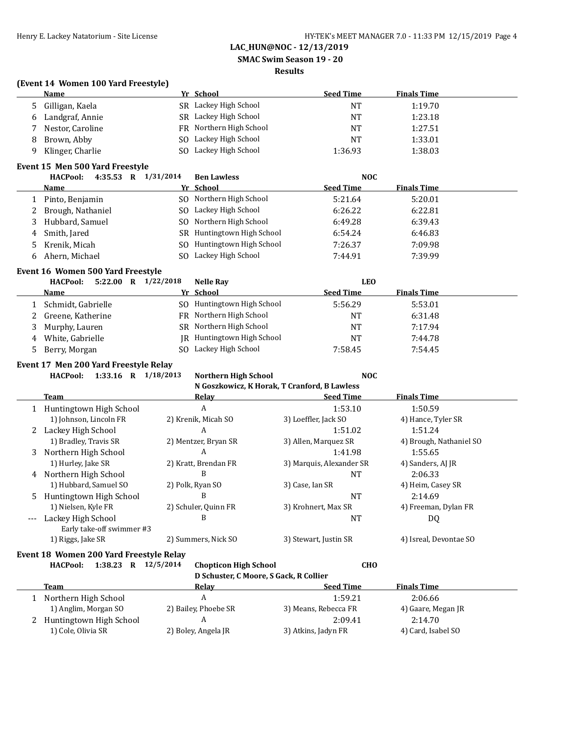**LAC_HUN@NOC - 12/13/2019**

**SMAC Swim Season 19 - 20**

**Results**

### (Event 14 Women 100 Yard Freestyle)

| | Name | Yr | School | Seed Time | Finals Time |
|---|---|---|---|---|---|
| 5 | Gilligan, Kaela | SR | Lackey High School | NT | 1:19.70 |
| 6 | Landgraf, Annie | SR | Lackey High School | NT | 1:23.18 |
| 7 | Nestor, Caroline | FR | Northern High School | NT | 1:27.51 |
| 8 | Brown, Abby | SO | Lackey High School | NT | 1:33.01 |
| 9 | Klinger, Charlie | SO | Lackey High School | 1:36.93 | 1:38.03 |

### Event 15 Men 500 Yard Freestyle

**HACPool: 4:35.53 R 1/31/2014 Ben Lawless NOC**

| | Name | Yr | School | Seed Time | Finals Time |
|---|---|---|---|---|---|
| 1 | Pinto, Benjamin | SO | Northern High School | 5:21.64 | 5:20.01 |
| 2 | Brough, Nathaniel | SO | Lackey High School | 6:26.22 | 6:22.81 |
| 3 | Hubbard, Samuel | SO | Northern High School | 6:49.28 | 6:39.43 |
| 4 | Smith, Jared | SR | Huntingtown High School | 6:54.24 | 6:46.83 |
| 5 | Krenik, Micah | SO | Huntingtown High School | 7:26.37 | 7:09.98 |
| 6 | Ahern, Michael | SO | Lackey High School | 7:44.91 | 7:39.99 |

### Event 16 Women 500 Yard Freestyle

**HACPool: 5:22.00 R 1/22/2018 Nelle Ray LEO**

| | Name | Yr | School | Seed Time | Finals Time |
|---|---|---|---|---|---|
| 1 | Schmidt, Gabrielle | SO | Huntingtown High School | 5:56.29 | 5:53.01 |
| 2 | Greene, Katherine | FR | Northern High School | NT | 6:31.48 |
| 3 | Murphy, Lauren | SR | Northern High School | NT | 7:17.94 |
| 4 | White, Gabrielle | JR | Huntingtown High School | NT | 7:44.78 |
| 5 | Berry, Morgan | SO | Lackey High School | 7:58.45 | 7:54.45 |

### Event 17 Men 200 Yard Freestyle Relay

**HACPool: 1:33.16 R 1/18/2013 Northern High School NOC**
**N Goszkowicz, K Horak, T Cranford, B Lawless**

| | Team | Relay | Seed Time | Finals Time |
|---|---|---|---|---|
| 1 | Huntingtown High School | A | 1:53.10 | 1:50.59 |
| | 1) Johnson, Lincoln FR | 2) Krenik, Micah SO | 3) Loeffler, Jack SO | 4) Hance, Tyler SR |
| 2 | Lackey High School | A | 1:51.02 | 1:51.24 |
| | 1) Bradley, Travis SR | 2) Mentzer, Bryan SR | 3) Allen, Marquez SR | 4) Brough, Nathaniel SO |
| 3 | Northern High School | A | 1:41.98 | 1:55.65 |
| | 1) Hurley, Jake SR | 2) Kratt, Brendan FR | 3) Marquis, Alexander SR | 4) Sanders, AJ JR |
| 4 | Northern High School | B | NT | 2:06.33 |
| | 1) Hubbard, Samuel SO | 2) Polk, Ryan SO | 3) Case, Ian SR | 4) Heim, Casey SR |
| 5 | Huntingtown High School | B | NT | 2:14.69 |
| | 1) Nielsen, Kyle FR | 2) Schuler, Quinn FR | 3) Krohnert, Max SR | 4) Freeman, Dylan FR |
| --- | Lackey High School | B | NT | DQ |
| | Early take-off swimmer #3 | | | |
| | 1) Riggs, Jake SR | 2) Summers, Nick SO | 3) Stewart, Justin SR | 4) Isreal, Devontae SO |

### Event 18 Women 200 Yard Freestyle Relay

**HACPool: 1:38.23 R 12/5/2014 Chopticon High School CHO**
**D Schuster, C Moore, S Gack, R Collier**

| | Team | Relay | Seed Time | Finals Time |
|---|---|---|---|---|
| 1 | Northern High School | A | 1:59.21 | 2:06.66 |
| | 1) Anglim, Morgan SO | 2) Bailey, Phoebe SR | 3) Means, Rebecca FR | 4) Gaare, Megan JR |
| 2 | Huntingtown High School | A | 2:09.41 | 2:14.70 |
| | 1) Cole, Olivia SR | 2) Boley, Angela JR | 3) Atkins, Jadyn FR | 4) Card, Isabel SO |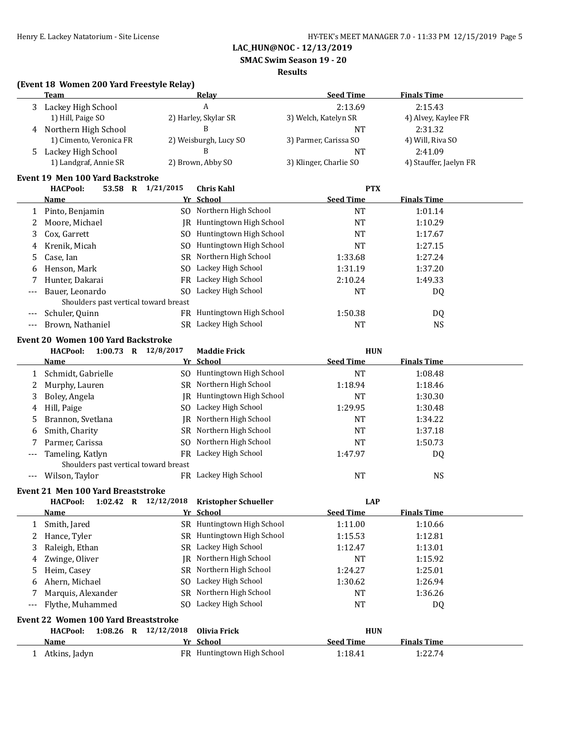LAC_HUN@NOC - 12/13/2019

SMAC Swim Season 19 - 20

Results

### (Event 18 Women 200 Yard Freestyle Relay)

| | Team | Relay | Seed Time | Finals Time |
|---|---|---|---|---|
| 3 | Lackey High School | A | 2:13.69 | 2:15.43 |
| | 1) Hill, Paige SO | 2) Harley, Skylar SR | 3) Welch, Katelyn SR | 4) Alvey, Kaylee FR |
| 4 | Northern High School | B | NT | 2:31.32 |
| | 1) Cimento, Veronica FR | 2) Weisburgh, Lucy SO | 3) Parmer, Carissa SO | 4) Will, Riva SO |
| 5 | Lackey High School | B | NT | 2:41.09 |
| | 1) Landgraf, Annie SR | 2) Brown, Abby SO | 3) Klinger, Charlie SO | 4) Stauffer, Jaelyn FR |

### Event 19 Men 100 Yard Backstroke

HACPool: 53.58 R 1/21/2015 Chris Kahl PTX

| | Name | Yr | School | Seed Time | Finals Time |
|---|---|---|---|---|---|
| 1 | Pinto, Benjamin | SO | Northern High School | NT | 1:01.14 |
| 2 | Moore, Michael | JR | Huntingtown High School | NT | 1:10.29 |
| 3 | Cox, Garrett | SO | Huntingtown High School | NT | 1:17.67 |
| 4 | Krenik, Micah | SO | Huntingtown High School | NT | 1:27.15 |
| 5 | Case, Ian | SR | Northern High School | 1:33.68 | 1:27.24 |
| 6 | Henson, Mark | SO | Lackey High School | 1:31.19 | 1:37.20 |
| 7 | Hunter, Dakarai | FR | Lackey High School | 2:10.24 | 1:49.33 |
| --- | Bauer, Leonardo | SO | Lackey High School | NT | DQ |
| | Shoulders past vertical toward breast | | | | |
| --- | Schuler, Quinn | FR | Huntingtown High School | 1:50.38 | DQ |
| --- | Brown, Nathaniel | SR | Lackey High School | NT | NS |

### Event 20 Women 100 Yard Backstroke

HACPool: 1:00.73 R 12/8/2017 Maddie Frick HUN

| | Name | Yr | School | Seed Time | Finals Time |
|---|---|---|---|---|---|
| 1 | Schmidt, Gabrielle | SO | Huntingtown High School | NT | 1:08.48 |
| 2 | Murphy, Lauren | SR | Northern High School | 1:18.94 | 1:18.46 |
| 3 | Boley, Angela | JR | Huntingtown High School | NT | 1:30.30 |
| 4 | Hill, Paige | SO | Lackey High School | 1:29.95 | 1:30.48 |
| 5 | Brannon, Svetlana | JR | Northern High School | NT | 1:34.22 |
| 6 | Smith, Charity | SR | Northern High School | NT | 1:37.18 |
| 7 | Parmer, Carissa | SO | Northern High School | NT | 1:50.73 |
| --- | Tameling, Katlyn | FR | Lackey High School | 1:47.97 | DQ |
| | Shoulders past vertical toward breast | | | | |
| --- | Wilson, Taylor | FR | Lackey High School | NT | NS |

### Event 21 Men 100 Yard Breaststroke

HACPool: 1:02.42 R 12/12/2018 Kristopher Schueller LAP

| | Name | Yr | School | Seed Time | Finals Time |
|---|---|---|---|---|---|
| 1 | Smith, Jared | SR | Huntingtown High School | 1:11.00 | 1:10.66 |
| 2 | Hance, Tyler | SR | Huntingtown High School | 1:15.53 | 1:12.81 |
| 3 | Raleigh, Ethan | SR | Lackey High School | 1:12.47 | 1:13.01 |
| 4 | Zwinge, Oliver | JR | Northern High School | NT | 1:15.92 |
| 5 | Heim, Casey | SR | Northern High School | 1:24.27 | 1:25.01 |
| 6 | Ahern, Michael | SO | Lackey High School | 1:30.62 | 1:26.94 |
| 7 | Marquis, Alexander | SR | Northern High School | NT | 1:36.26 |
| --- | Flythe, Muhammed | SO | Lackey High School | NT | DQ |

### Event 22 Women 100 Yard Breaststroke

HACPool: 1:08.26 R 12/12/2018 Olivia Frick HUN

| | Name | Yr | School | Seed Time | Finals Time |
|---|---|---|---|---|---|
| 1 | Atkins, Jadyn | FR | Huntingtown High School | 1:18.41 | 1:22.74 |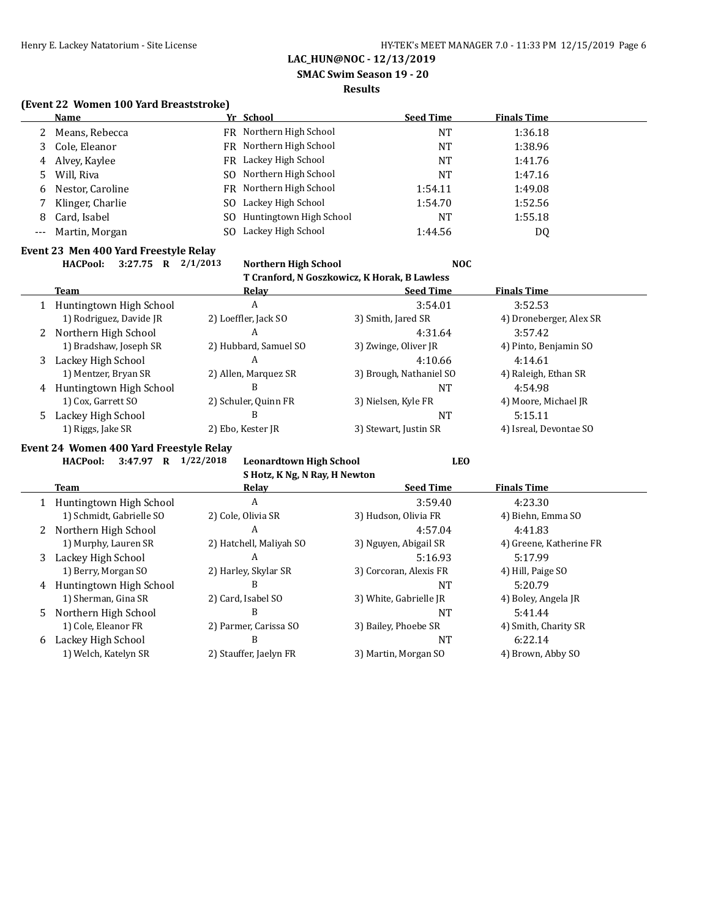**LAC_HUN@NOC - 12/13/2019**

**SMAC Swim Season 19 - 20**

**Results**

### (Event 22 Women 100 Yard Breaststroke)

| | Name | Yr | School | Seed Time | Finals Time |
|---|---|---|---|---|---|
| 2 | Means, Rebecca | FR | Northern High School | NT | 1:36.18 |
| 3 | Cole, Eleanor | FR | Northern High School | NT | 1:38.96 |
| 4 | Alvey, Kaylee | FR | Lackey High School | NT | 1:41.76 |
| 5 | Will, Riva | SO | Northern High School | NT | 1:47.16 |
| 6 | Nestor, Caroline | FR | Northern High School | 1:54.11 | 1:49.08 |
| 7 | Klinger, Charlie | SO | Lackey High School | 1:54.70 | 1:52.56 |
| 8 | Card, Isabel | SO | Huntingtown High School | NT | 1:55.18 |
| --- | Martin, Morgan | SO | Lackey High School | 1:44.56 | DQ |

### Event 23 Men 400 Yard Freestyle Relay

**HACPool: 3:27.75 R 2/1/2013 Northern High School NOC**
**T Cranford, N Goszkowicz, K Horak, B Lawless**

| | Team | Relay | Seed Time | Finals Time |
|---|---|---|---|---|
| 1 | Huntingtown High School | A | 3:54.01 | 3:52.53 |
| | 1) Rodriguez, Davide JR | 2) Loeffler, Jack SO | 3) Smith, Jared SR | 4) Droneberger, Alex SR |
| 2 | Northern High School | A | 4:31.64 | 3:57.42 |
| | 1) Bradshaw, Joseph SR | 2) Hubbard, Samuel SO | 3) Zwinge, Oliver JR | 4) Pinto, Benjamin SO |
| 3 | Lackey High School | A | 4:10.66 | 4:14.61 |
| | 1) Mentzer, Bryan SR | 2) Allen, Marquez SR | 3) Brough, Nathaniel SO | 4) Raleigh, Ethan SR |
| 4 | Huntingtown High School | B | NT | 4:54.98 |
| | 1) Cox, Garrett SO | 2) Schuler, Quinn FR | 3) Nielsen, Kyle FR | 4) Moore, Michael JR |
| 5 | Lackey High School | B | NT | 5:15.11 |
| | 1) Riggs, Jake SR | 2) Ebo, Kester JR | 3) Stewart, Justin SR | 4) Isreal, Devontae SO |

### Event 24 Women 400 Yard Freestyle Relay

**HACPool: 3:47.97 R 1/22/2018 Leonardtown High School LEO**
**S Hotz, K Ng, N Ray, H Newton**

| | Team | Relay | Seed Time | Finals Time |
|---|---|---|---|---|
| 1 | Huntingtown High School | A | 3:59.40 | 4:23.30 |
| | 1) Schmidt, Gabrielle SO | 2) Cole, Olivia SR | 3) Hudson, Olivia FR | 4) Biehn, Emma SO |
| 2 | Northern High School | A | 4:57.04 | 4:41.83 |
| | 1) Murphy, Lauren SR | 2) Hatchell, Maliyah SO | 3) Nguyen, Abigail SR | 4) Greene, Katherine FR |
| 3 | Lackey High School | A | 5:16.93 | 5:17.99 |
| | 1) Berry, Morgan SO | 2) Harley, Skylar SR | 3) Corcoran, Alexis FR | 4) Hill, Paige SO |
| 4 | Huntingtown High School | B | NT | 5:20.79 |
| | 1) Sherman, Gina SR | 2) Card, Isabel SO | 3) White, Gabrielle JR | 4) Boley, Angela JR |
| 5 | Northern High School | B | NT | 5:41.44 |
| | 1) Cole, Eleanor FR | 2) Parmer, Carissa SO | 3) Bailey, Phoebe SR | 4) Smith, Charity SR |
| 6 | Lackey High School | B | NT | 6:22.14 |
| | 1) Welch, Katelyn SR | 2) Stauffer, Jaelyn FR | 3) Martin, Morgan SO | 4) Brown, Abby SO |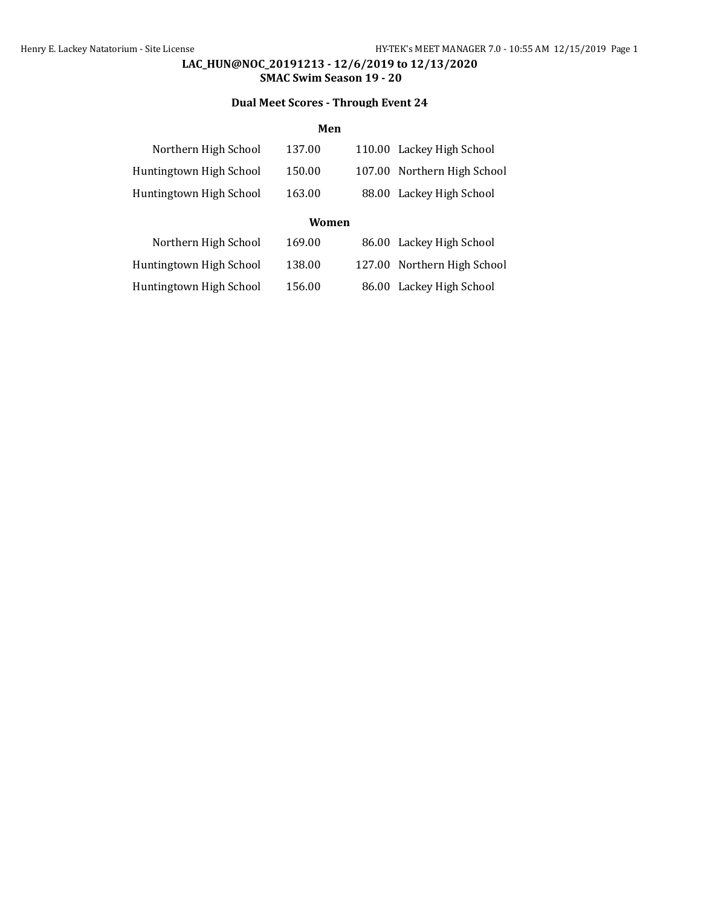**LAC_HUN@NOC_20191213 - 12/6/2019 to 12/13/2020**
**SMAC Swim Season 19 - 20**

### Dual Meet Scores - Through Event 24

**Men**

| | | | |
|---|---|---|---|
| Northern High School | 137.00 | 110.00 | Lackey High School |
| Huntingtown High School | 150.00 | 107.00 | Northern High School |
| Huntingtown High School | 163.00 | 88.00 | Lackey High School |

**Women**

| | | | |
|---|---|---|---|
| Northern High School | 169.00 | 86.00 | Lackey High School |
| Huntingtown High School | 138.00 | 127.00 | Northern High School |
| Huntingtown High School | 156.00 | 86.00 | Lackey High School |